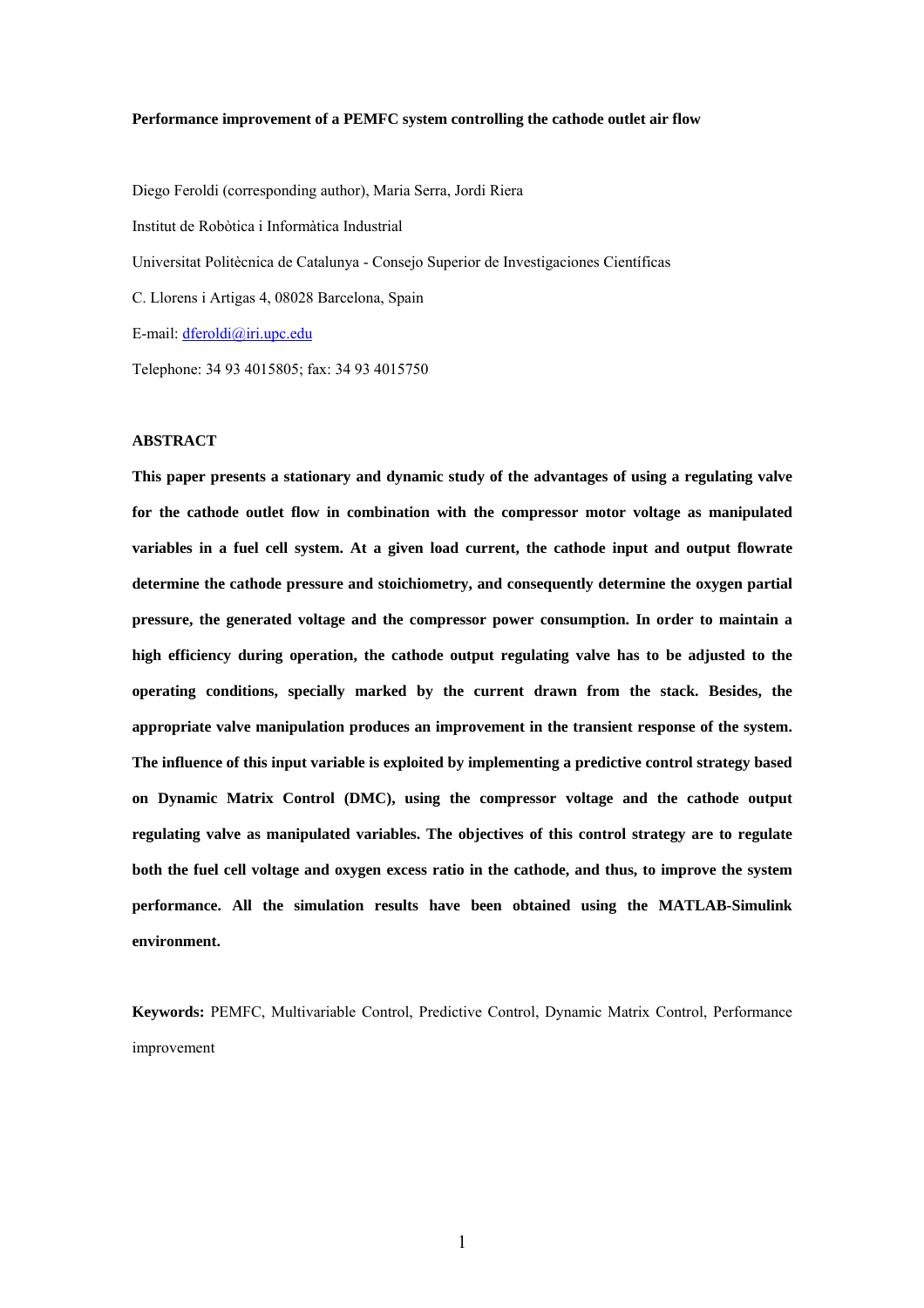# Performance improvement of a PEMFC system controlling the cathode outlet air flow

Diego Feroldi (corresponding author), Maria Serra, Jordi Riera

Institut de Robòtica i Informàtica Industrial

Universitat Politècnica de Catalunya - Consejo Superior de Investigaciones Científicas

C. Llorens i Artigas 4, 08028 Barcelona, Spain

E-mail: dferoldi@iri.upc.edu

Telephone: 34 93 4015805; fax: 34 93 4015750

## ABSTRACT

**This paper presents a stationary and dynamic study of the advantages of using a regulating valve for the cathode outlet flow in combination with the compressor motor voltage as manipulated variables in a fuel cell system. At a given load current, the cathode input and output flowrate determine the cathode pressure and stoichiometry, and consequently determine the oxygen partial pressure, the generated voltage and the compressor power consumption. In order to maintain a high efficiency during operation, the cathode output regulating valve has to be adjusted to the operating conditions, specially marked by the current drawn from the stack. Besides, the appropriate valve manipulation produces an improvement in the transient response of the system. The influence of this input variable is exploited by implementing a predictive control strategy based on Dynamic Matrix Control (DMC), using the compressor voltage and the cathode output regulating valve as manipulated variables. The objectives of this control strategy are to regulate both the fuel cell voltage and oxygen excess ratio in the cathode, and thus, to improve the system performance. All the simulation results have been obtained using the MATLAB-Simulink environment.**

**Keywords:** PEMFC, Multivariable Control, Predictive Control, Dynamic Matrix Control, Performance improvement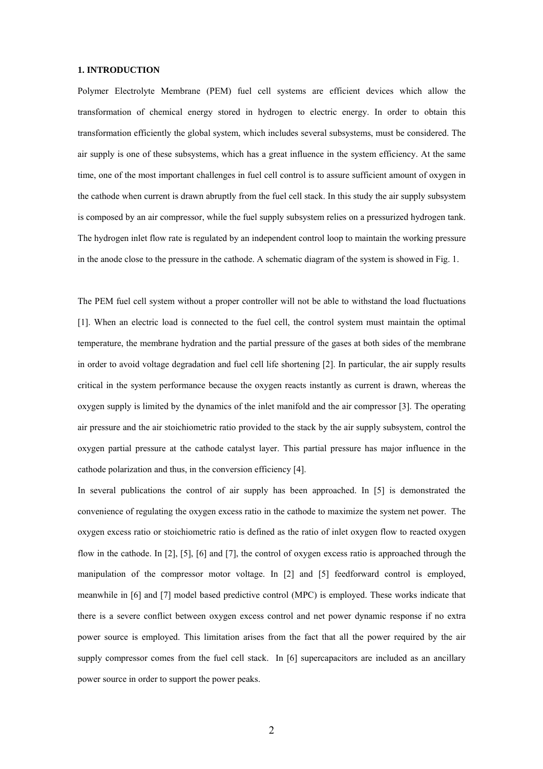## 1. INTRODUCTION

Polymer Electrolyte Membrane (PEM) fuel cell systems are efficient devices which allow the transformation of chemical energy stored in hydrogen to electric energy. In order to obtain this transformation efficiently the global system, which includes several subsystems, must be considered. The air supply is one of these subsystems, which has a great influence in the system efficiency. At the same time, one of the most important challenges in fuel cell control is to assure sufficient amount of oxygen in the cathode when current is drawn abruptly from the fuel cell stack. In this study the air supply subsystem is composed by an air compressor, while the fuel supply subsystem relies on a pressurized hydrogen tank. The hydrogen inlet flow rate is regulated by an independent control loop to maintain the working pressure in the anode close to the pressure in the cathode. A schematic diagram of the system is showed in Fig. 1.

The PEM fuel cell system without a proper controller will not be able to withstand the load fluctuations [1]. When an electric load is connected to the fuel cell, the control system must maintain the optimal temperature, the membrane hydration and the partial pressure of the gases at both sides of the membrane in order to avoid voltage degradation and fuel cell life shortening [2]. In particular, the air supply results critical in the system performance because the oxygen reacts instantly as current is drawn, whereas the oxygen supply is limited by the dynamics of the inlet manifold and the air compressor [3]. The operating air pressure and the air stoichiometric ratio provided to the stack by the air supply subsystem, control the oxygen partial pressure at the cathode catalyst layer. This partial pressure has major influence in the cathode polarization and thus, in the conversion efficiency [4].

In several publications the control of air supply has been approached. In [5] is demonstrated the convenience of regulating the oxygen excess ratio in the cathode to maximize the system net power. The oxygen excess ratio or stoichiometric ratio is defined as the ratio of inlet oxygen flow to reacted oxygen flow in the cathode. In [2], [5], [6] and [7], the control of oxygen excess ratio is approached through the manipulation of the compressor motor voltage. In [2] and [5] feedforward control is employed, meanwhile in [6] and [7] model based predictive control (MPC) is employed. These works indicate that there is a severe conflict between oxygen excess control and net power dynamic response if no extra power source is employed. This limitation arises from the fact that all the power required by the air supply compressor comes from the fuel cell stack. In [6] supercapacitors are included as an ancillary power source in order to support the power peaks.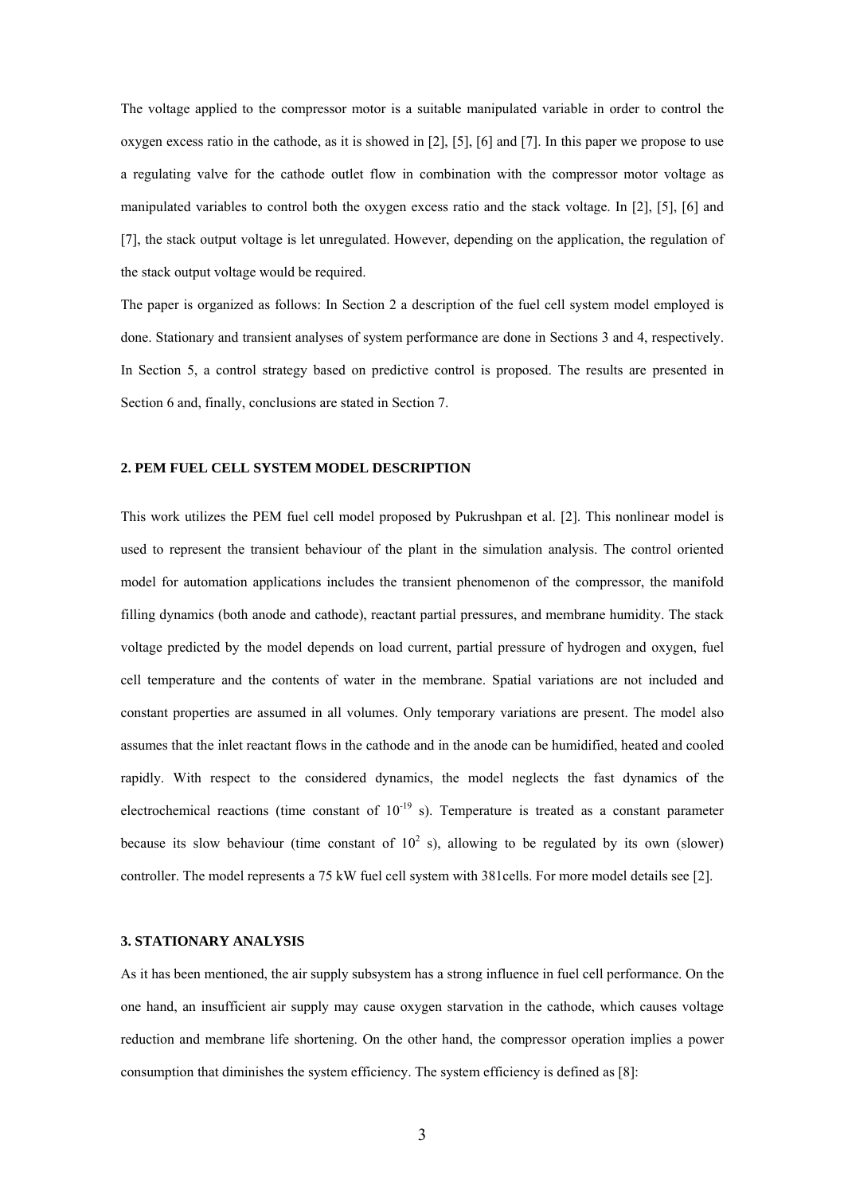The voltage applied to the compressor motor is a suitable manipulated variable in order to control the oxygen excess ratio in the cathode, as it is showed in [2], [5], [6] and [7]. In this paper we propose to use a regulating valve for the cathode outlet flow in combination with the compressor motor voltage as manipulated variables to control both the oxygen excess ratio and the stack voltage. In [2], [5], [6] and [7], the stack output voltage is let unregulated. However, depending on the application, the regulation of the stack output voltage would be required.

The paper is organized as follows: In Section 2 a description of the fuel cell system model employed is done. Stationary and transient analyses of system performance are done in Sections 3 and 4, respectively. In Section 5, a control strategy based on predictive control is proposed. The results are presented in Section 6 and, finally, conclusions are stated in Section 7.

## 2. PEM FUEL CELL SYSTEM MODEL DESCRIPTION

This work utilizes the PEM fuel cell model proposed by Pukrushpan et al. [2]. This nonlinear model is used to represent the transient behaviour of the plant in the simulation analysis. The control oriented model for automation applications includes the transient phenomenon of the compressor, the manifold filling dynamics (both anode and cathode), reactant partial pressures, and membrane humidity. The stack voltage predicted by the model depends on load current, partial pressure of hydrogen and oxygen, fuel cell temperature and the contents of water in the membrane. Spatial variations are not included and constant properties are assumed in all volumes. Only temporary variations are present. The model also assumes that the inlet reactant flows in the cathode and in the anode can be humidified, heated and cooled rapidly. With respect to the considered dynamics, the model neglects the fast dynamics of the electrochemical reactions (time constant of $10^{-19}$ s). Temperature is treated as a constant parameter because its slow behaviour (time constant of $10^{2}$ s), allowing to be regulated by its own (slower) controller. The model represents a 75 kW fuel cell system with 381cells. For more model details see [2].

## 3. STATIONARY ANALYSIS

As it has been mentioned, the air supply subsystem has a strong influence in fuel cell performance. On the one hand, an insufficient air supply may cause oxygen starvation in the cathode, which causes voltage reduction and membrane life shortening. On the other hand, the compressor operation implies a power consumption that diminishes the system efficiency. The system efficiency is defined as [8]: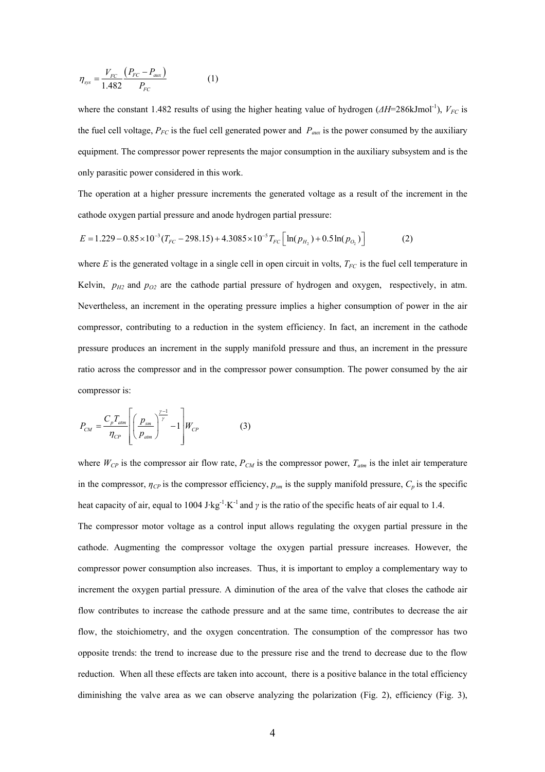$$\eta_{sys} = \frac{V_{FC}}{1.482} \frac{(P_{FC} - P_{aux})}{P_{FC}} \qquad (1)$$

where the constant 1.482 results of using the higher heating value of hydrogen ($\Delta H$=286kJmol$^{-1}$), $V_{FC}$ is the fuel cell voltage, $P_{FC}$ is the fuel cell generated power and $P_{aux}$ is the power consumed by the auxiliary equipment. The compressor power represents the major consumption in the auxiliary subsystem and is the only parasitic power considered in this work.

The operation at a higher pressure increments the generated voltage as a result of the increment in the cathode oxygen partial pressure and anode hydrogen partial pressure:

$$E = 1.229 - 0.85 \times 10^{-3}(T_{FC} - 298.15) + 4.3085 \times 10^{-5} T_{FC} \left[ \ln(p_{H_2}) + 0.5 \ln(p_{O_2}) \right] \qquad (2)$$

where $E$ is the generated voltage in a single cell in open circuit in volts, $T_{FC}$ is the fuel cell temperature in Kelvin, $p_{H2}$ and $p_{O2}$ are the cathode partial pressure of hydrogen and oxygen, respectively, in atm. Nevertheless, an increment in the operating pressure implies a higher consumption of power in the air compressor, contributing to a reduction in the system efficiency. In fact, an increment in the cathode pressure produces an increment in the supply manifold pressure and thus, an increment in the pressure ratio across the compressor and in the compressor power consumption. The power consumed by the air compressor is:

$$P_{CM} = \frac{C_p T_{atm}}{\eta_{CP}} \left[ \left( \frac{p_{sm}}{p_{atm}} \right)^{\frac{\gamma - 1}{\gamma}} - 1 \right] W_{CP} \qquad (3)$$

where $W_{CP}$ is the compressor air flow rate, $P_{CM}$ is the compressor power, $T_{atm}$ is the inlet air temperature in the compressor, $\eta_{CP}$ is the compressor efficiency, $p_{sm}$ is the supply manifold pressure, $C_p$ is the specific heat capacity of air, equal to 1004 J·kg$^{-1}$·K$^{-1}$ and $\gamma$ is the ratio of the specific heats of air equal to 1.4.

The compressor motor voltage as a control input allows regulating the oxygen partial pressure in the cathode. Augmenting the compressor voltage the oxygen partial pressure increases. However, the compressor power consumption also increases. Thus, it is important to employ a complementary way to increment the oxygen partial pressure. A diminution of the area of the valve that closes the cathode air flow contributes to increase the cathode pressure and at the same time, contributes to decrease the air flow, the stoichiometry, and the oxygen concentration. The consumption of the compressor has two opposite trends: the trend to increase due to the pressure rise and the trend to decrease due to the flow reduction. When all these effects are taken into account, there is a positive balance in the total efficiency diminishing the valve area as we can observe analyzing the polarization (Fig. 2), efficiency (Fig. 3),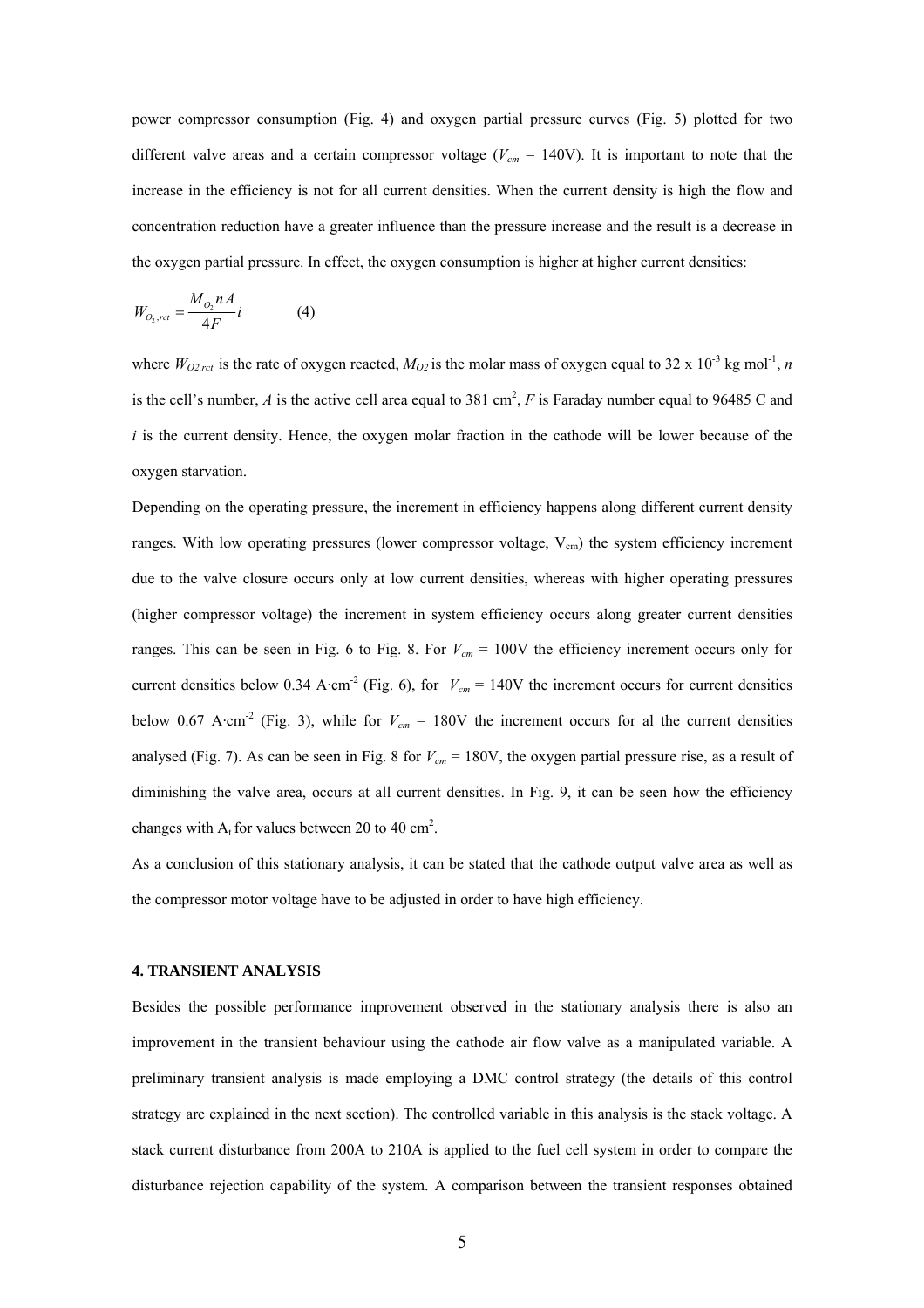power compressor consumption (Fig. 4) and oxygen partial pressure curves (Fig. 5) plotted for two different valve areas and a certain compressor voltage ($V_{cm}$ = 140V). It is important to note that the increase in the efficiency is not for all current densities. When the current density is high the flow and concentration reduction have a greater influence than the pressure increase and the result is a decrease in the oxygen partial pressure. In effect, the oxygen consumption is higher at higher current densities:

$$W_{O_2,rct} = \frac{M_{O_2} n A}{4F} i \qquad (4)$$

where $W_{O2,rct}$ is the rate of oxygen reacted, $M_{O2}$ is the molar mass of oxygen equal to 32 x $10^{-3}$ kg $mol^{-1}$, $n$ is the cell's number, $A$ is the active cell area equal to 381 $cm^2$, $F$ is Faraday number equal to 96485 C and $i$ is the current density. Hence, the oxygen molar fraction in the cathode will be lower because of the oxygen starvation.

Depending on the operating pressure, the increment in efficiency happens along different current density ranges. With low operating pressures (lower compressor voltage, $V_{cm}$) the system efficiency increment due to the valve closure occurs only at low current densities, whereas with higher operating pressures (higher compressor voltage) the increment in system efficiency occurs along greater current densities ranges. This can be seen in Fig. 6 to Fig. 8. For $V_{cm}$ = 100V the efficiency increment occurs only for current densities below 0.34 A·$cm^{-2}$ (Fig. 6), for $V_{cm}$ = 140V the increment occurs for current densities below 0.67 A·$cm^{-2}$ (Fig. 3), while for $V_{cm}$ = 180V the increment occurs for al the current densities analysed (Fig. 7). As can be seen in Fig. 8 for $V_{cm}$ = 180V, the oxygen partial pressure rise, as a result of diminishing the valve area, occurs at all current densities. In Fig. 9, it can be seen how the efficiency changes with $A_t$ for values between 20 to 40 $cm^2$.

As a conclusion of this stationary analysis, it can be stated that the cathode output valve area as well as the compressor motor voltage have to be adjusted in order to have high efficiency.

## 4. TRANSIENT ANALYSIS

Besides the possible performance improvement observed in the stationary analysis there is also an improvement in the transient behaviour using the cathode air flow valve as a manipulated variable. A preliminary transient analysis is made employing a DMC control strategy (the details of this control strategy are explained in the next section). The controlled variable in this analysis is the stack voltage. A stack current disturbance from 200A to 210A is applied to the fuel cell system in order to compare the disturbance rejection capability of the system. A comparison between the transient responses obtained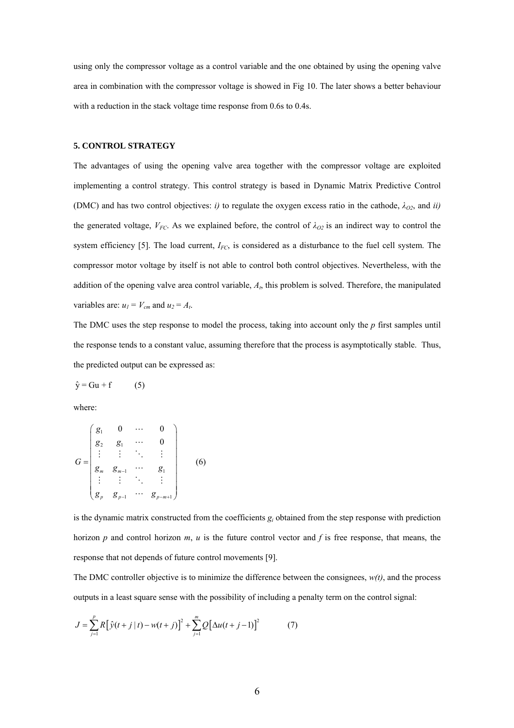using only the compressor voltage as a control variable and the one obtained by using the opening valve area in combination with the compressor voltage is showed in Fig 10. The later shows a better behaviour with a reduction in the stack voltage time response from 0.6s to 0.4s.

### 5. CONTROL STRATEGY

The advantages of using the opening valve area together with the compressor voltage are exploited implementing a control strategy. This control strategy is based in Dynamic Matrix Predictive Control (DMC) and has two control objectives: *i)* to regulate the oxygen excess ratio in the cathode, $\lambda_{O2}$, and *ii)* the generated voltage, $V_{FC}$. As we explained before, the control of $\lambda_{O2}$ is an indirect way to control the system efficiency [5]. The load current, $I_{FC}$, is considered as a disturbance to the fuel cell system. The compressor motor voltage by itself is not able to control both control objectives. Nevertheless, with the addition of the opening valve area control variable, $A_t$, this problem is solved. Therefore, the manipulated variables are: $u_1 = V_{cm}$ and $u_2 = A_t$.

The DMC uses the step response to model the process, taking into account only the *p* first samples until the response tends to a constant value, assuming therefore that the process is asymptotically stable. Thus, the predicted output can be expressed as:

$$\hat{y} = Gu + f \qquad (5)$$

where:

$$G = \begin{pmatrix} g_1 & 0 & \cdots & 0 \\ g_2 & g_1 & \cdots & 0 \\ \vdots & \vdots & \ddots & \vdots \\ g_m & g_{m-1} & \cdots & g_1 \\ \vdots & \vdots & \ddots & \vdots \\ g_p & g_{p-1} & \cdots & g_{p-m+1} \end{pmatrix} \qquad (6)$$

is the dynamic matrix constructed from the coefficients $g_i$ obtained from the step response with prediction horizon *p* and control horizon *m*, *u* is the future control vector and *f* is free response, that means, the response that not depends of future control movements [9].

The DMC controller objective is to minimize the difference between the consignees, *w(t)*, and the process outputs in a least square sense with the possibility of including a penalty term on the control signal:

$$J = \sum_{j=1}^{p} R\left[\hat{y}(t+j\,|\,t) - w(t+j)\right]^2 + \sum_{j=1}^{m} Q\left[\Delta u(t+j-1)\right]^2 \qquad (7)$$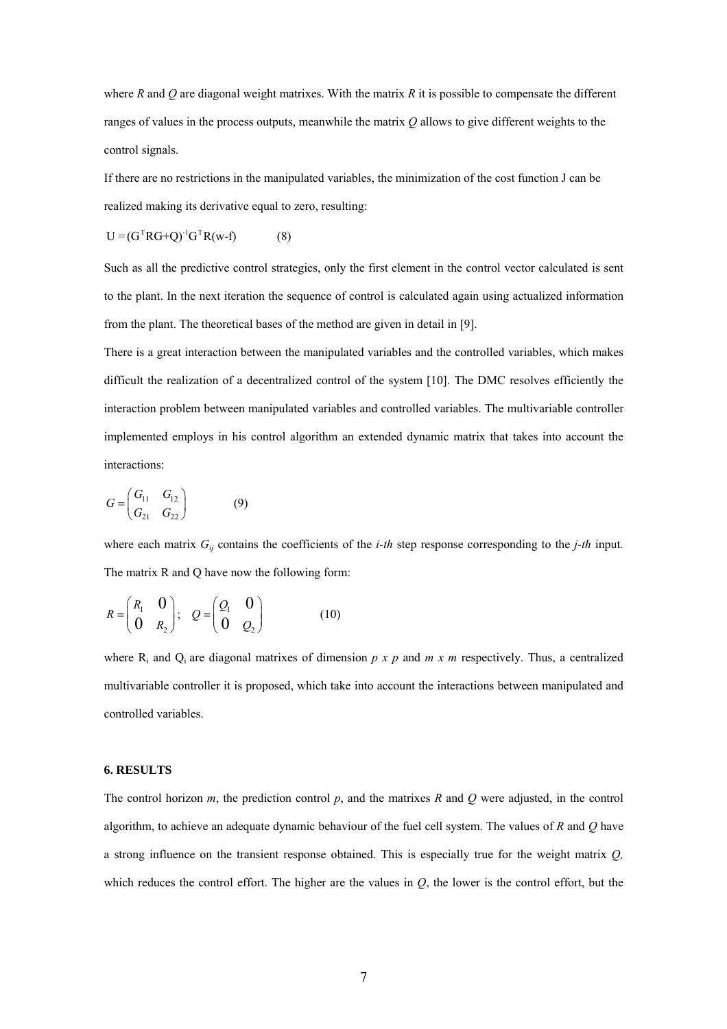where *R* and *Q* are diagonal weight matrixes. With the matrix *R* it is possible to compensate the different ranges of values in the process outputs, meanwhile the matrix *Q* allows to give different weights to the control signals.

If there are no restrictions in the manipulated variables, the minimization of the cost function J can be realized making its derivative equal to zero, resulting:

$$U = (G^T RG+Q)^{-1} G^T R(w-f) \qquad (8)$$

Such as all the predictive control strategies, only the first element in the control vector calculated is sent to the plant. In the next iteration the sequence of control is calculated again using actualized information from the plant. The theoretical bases of the method are given in detail in [9].

There is a great interaction between the manipulated variables and the controlled variables, which makes difficult the realization of a decentralized control of the system [10]. The DMC resolves efficiently the interaction problem between manipulated variables and controlled variables. The multivariable controller implemented employs in his control algorithm an extended dynamic matrix that takes into account the interactions:

$$G = \begin{pmatrix} G_{11} & G_{12} \\ G_{21} & G_{22} \end{pmatrix} \qquad (9)$$

where each matrix $G_{ij}$ contains the coefficients of the *i-th* step response corresponding to the *j-th* input. The matrix R and Q have now the following form:

$$R = \begin{pmatrix} R_1 & 0 \\ 0 & R_2 \end{pmatrix}; \quad Q = \begin{pmatrix} Q_1 & 0 \\ 0 & Q_2 \end{pmatrix} \qquad (10)$$

where $R_i$ and $Q_i$ are diagonal matrixes of dimension $p \times p$ and $m \times m$ respectively. Thus, a centralized multivariable controller it is proposed, which take into account the interactions between manipulated and controlled variables.

### 6. RESULTS

The control horizon *m*, the prediction control *p*, and the matrixes *R* and *Q* were adjusted, in the control algorithm, to achieve an adequate dynamic behaviour of the fuel cell system. The values of *R* and *Q* have a strong influence on the transient response obtained. This is especially true for the weight matrix *Q,* which reduces the control effort. The higher are the values in *Q*, the lower is the control effort, but the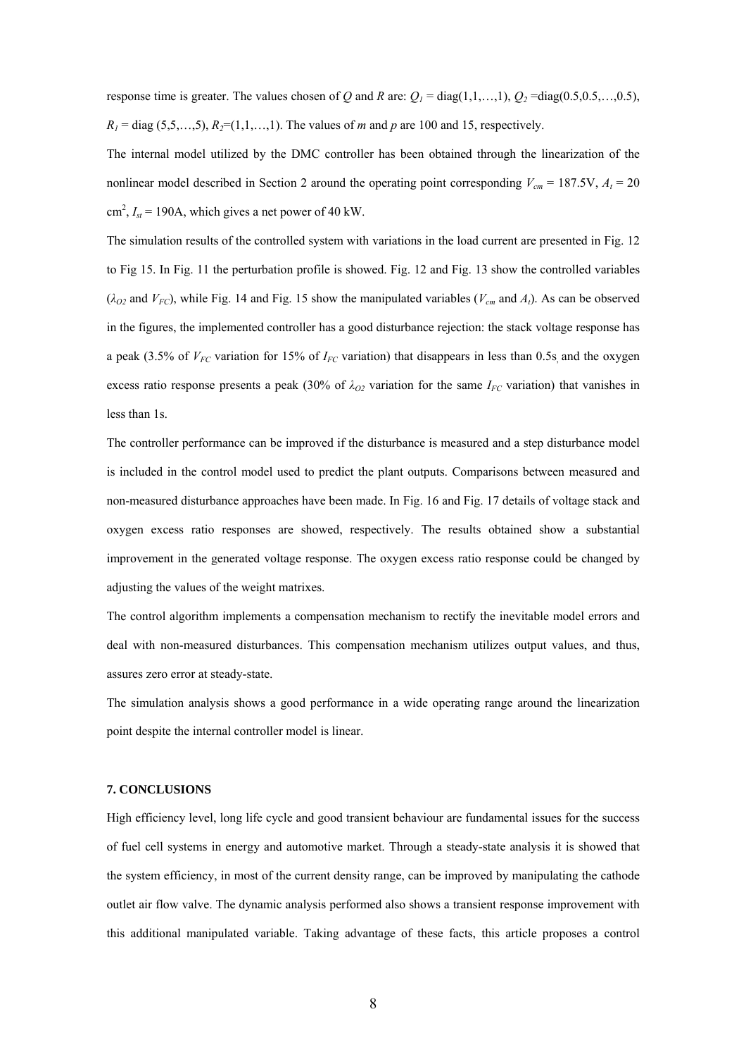response time is greater. The values chosen of $Q$ and $R$ are: $Q_1$ = diag(1,1,…,1), $Q_2$ =diag(0.5,0.5,…,0.5), $R_1$ = diag (5,5,…,5), $R_2$=(1,1,…,1). The values of $m$ and $p$ are 100 and 15, respectively.

The internal model utilized by the DMC controller has been obtained through the linearization of the nonlinear model described in Section 2 around the operating point corresponding $V_{cm}$ = 187.5V, $A_t$ = 20 cm$^2$, $I_{st}$ = 190A, which gives a net power of 40 kW.

The simulation results of the controlled system with variations in the load current are presented in Fig. 12 to Fig 15. In Fig. 11 the perturbation profile is showed. Fig. 12 and Fig. 13 show the controlled variables ($\lambda_{O2}$ and $V_{FC}$), while Fig. 14 and Fig. 15 show the manipulated variables ($V_{cm}$ and $A_t$). As can be observed in the figures, the implemented controller has a good disturbance rejection: the stack voltage response has a peak (3.5% of $V_{FC}$ variation for 15% of $I_{FC}$ variation) that disappears in less than 0.5s, and the oxygen excess ratio response presents a peak (30% of $\lambda_{O2}$ variation for the same $I_{FC}$ variation) that vanishes in less than 1s.

The controller performance can be improved if the disturbance is measured and a step disturbance model is included in the control model used to predict the plant outputs. Comparisons between measured and non-measured disturbance approaches have been made. In Fig. 16 and Fig. 17 details of voltage stack and oxygen excess ratio responses are showed, respectively. The results obtained show a substantial improvement in the generated voltage response. The oxygen excess ratio response could be changed by adjusting the values of the weight matrixes.

The control algorithm implements a compensation mechanism to rectify the inevitable model errors and deal with non-measured disturbances. This compensation mechanism utilizes output values, and thus, assures zero error at steady-state.

The simulation analysis shows a good performance in a wide operating range around the linearization point despite the internal controller model is linear.

## 7. CONCLUSIONS

High efficiency level, long life cycle and good transient behaviour are fundamental issues for the success of fuel cell systems in energy and automotive market. Through a steady-state analysis it is showed that the system efficiency, in most of the current density range, can be improved by manipulating the cathode outlet air flow valve. The dynamic analysis performed also shows a transient response improvement with this additional manipulated variable. Taking advantage of these facts, this article proposes a control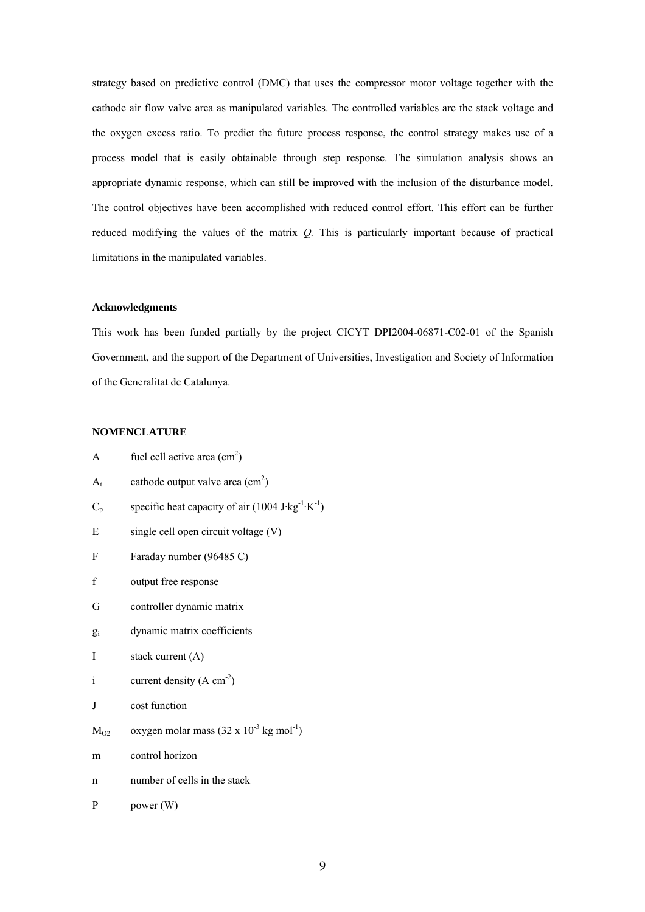strategy based on predictive control (DMC) that uses the compressor motor voltage together with the cathode air flow valve area as manipulated variables. The controlled variables are the stack voltage and the oxygen excess ratio. To predict the future process response, the control strategy makes use of a process model that is easily obtainable through step response. The simulation analysis shows an appropriate dynamic response, which can still be improved with the inclusion of the disturbance model. The control objectives have been accomplished with reduced control effort. This effort can be further reduced modifying the values of the matrix *Q*. This is particularly important because of practical limitations in the manipulated variables.

**Acknowledgments**

This work has been funded partially by the project CICYT DPI2004-06871-C02-01 of the Spanish Government, and the support of the Department of Universities, Investigation and Society of Information of the Generalitat de Catalunya.

**NOMENCLATURE**

| | |
|---|---|
| A | fuel cell active area ($cm^2$) |
| $A_t$ | cathode output valve area ($cm^2$) |
| $C_p$ | specific heat capacity of air (1004 $J \cdot kg^{-1} \cdot K^{-1}$) |
| E | single cell open circuit voltage (V) |
| F | Faraday number (96485 C) |
| f | output free response |
| G | controller dynamic matrix |
| $g_i$ | dynamic matrix coefficients |
| I | stack current (A) |
| i | current density ($A\ cm^{-2}$) |
| J | cost function |
| $M_{O2}$ | oxygen molar mass ($32 \times 10^{-3}$ kg $mol^{-1}$) |
| m | control horizon |
| n | number of cells in the stack |
| P | power (W) |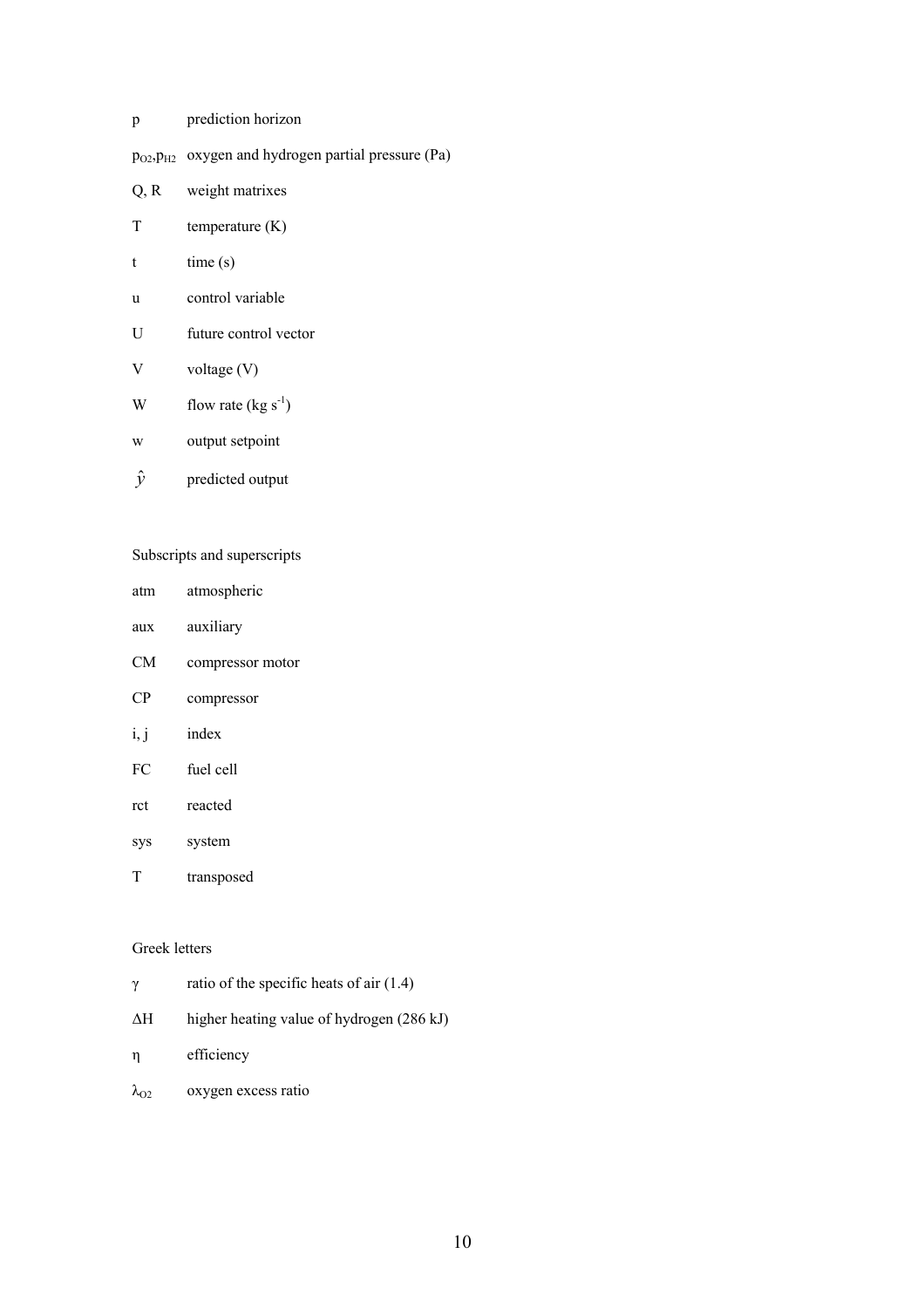$p$ prediction horizon

$p_{O2}, p_{H2}$ oxygen and hydrogen partial pressure (Pa)

Q, R weight matrixes

T temperature (K)

t time (s)

u control variable

U future control vector

V voltage (V)

W flow rate (kg $s^{-1}$)

w output setpoint

$\hat{y}$ predicted output

Subscripts and superscripts

atm atmospheric

aux auxiliary

CM compressor motor

CP compressor

i, j index

FC fuel cell

rct reacted

sys system

T transposed

Greek letters

$\gamma$ ratio of the specific heats of air (1.4)

$\Delta H$ higher heating value of hydrogen (286 kJ)

$\eta$ efficiency

$\lambda_{O2}$ oxygen excess ratio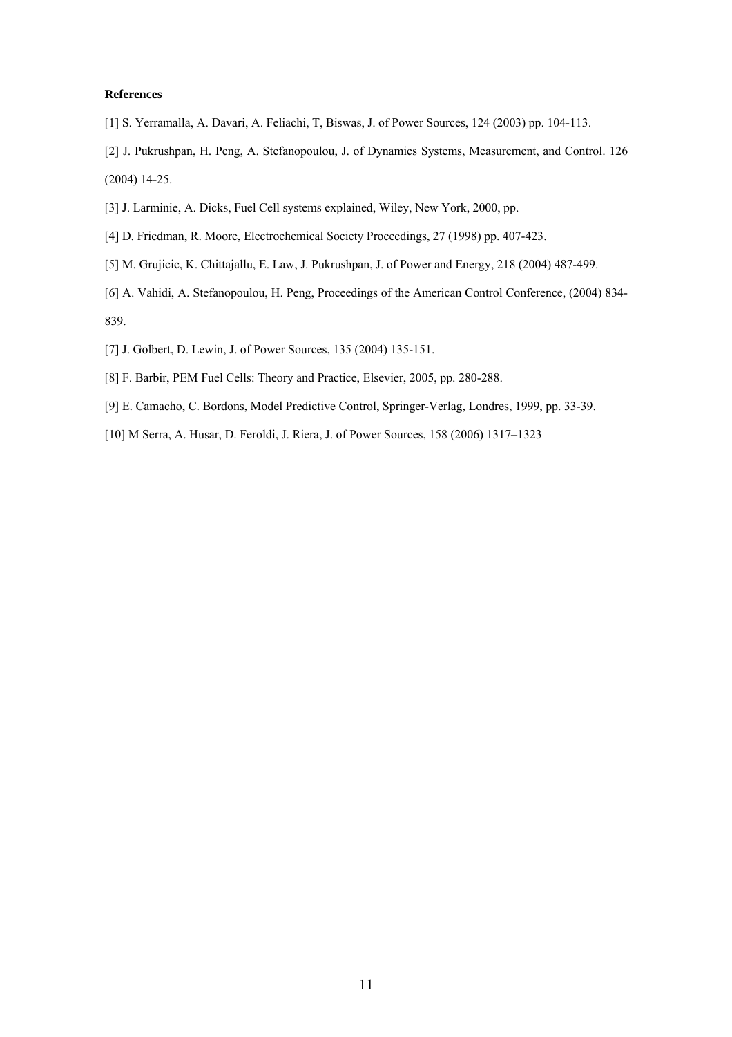**References**

[1] S. Yerramalla, A. Davari, A. Feliachi, T, Biswas, J. of Power Sources, 124 (2003) pp. 104-113.

[2] J. Pukrushpan, H. Peng, A. Stefanopoulou, J. of Dynamics Systems, Measurement, and Control. 126 (2004) 14-25.

[3] J. Larminie, A. Dicks, Fuel Cell systems explained, Wiley, New York, 2000, pp.

[4] D. Friedman, R. Moore, Electrochemical Society Proceedings, 27 (1998) pp. 407-423.

[5] M. Grujicic, K. Chittajallu, E. Law, J. Pukrushpan, J. of Power and Energy, 218 (2004) 487-499.

[6] A. Vahidi, A. Stefanopoulou, H. Peng, Proceedings of the American Control Conference, (2004) 834-839.

[7] J. Golbert, D. Lewin, J. of Power Sources, 135 (2004) 135-151.

[8] F. Barbir, PEM Fuel Cells: Theory and Practice, Elsevier, 2005, pp. 280-288.

[9] E. Camacho, C. Bordons, Model Predictive Control, Springer-Verlag, Londres, 1999, pp. 33-39.

[10] M Serra, A. Husar, D. Feroldi, J. Riera, J. of Power Sources, 158 (2006) 1317–1323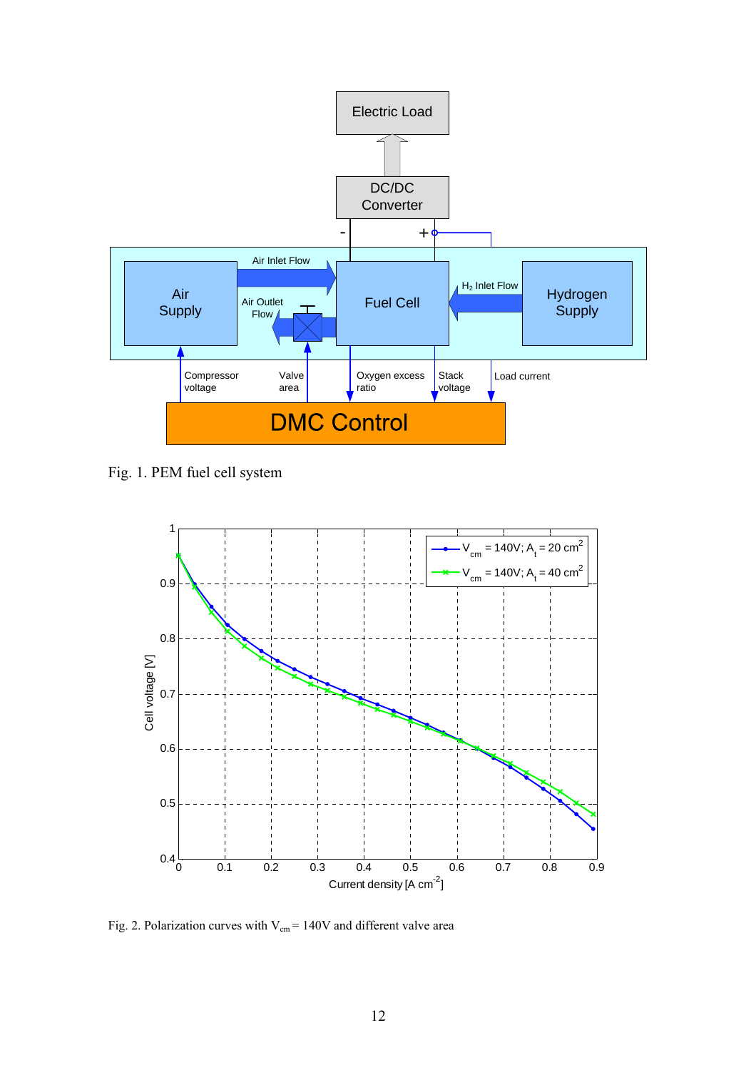Fig. 1. PEM fuel cell system

Fig. 2. Polarization curves with $V_{cm}$ = 140V and different valve area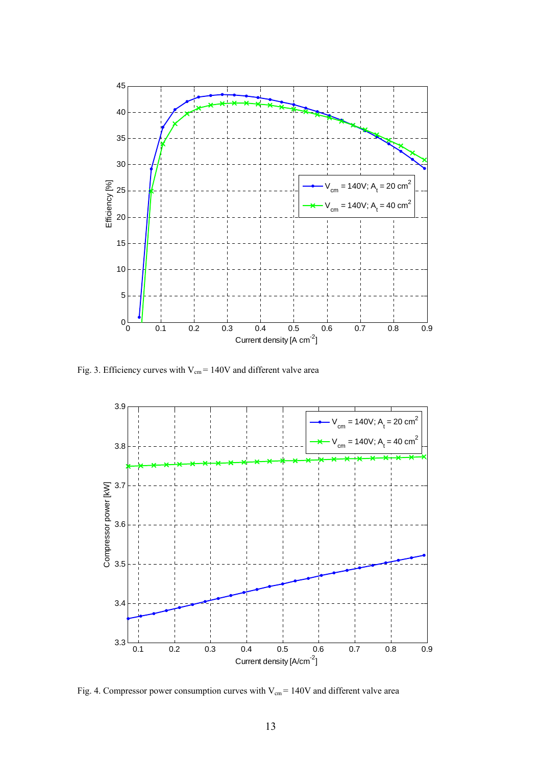Fig. 3. Efficiency curves with $V_{cm} = 140V$ and different valve area

Fig. 4. Compressor power consumption curves with $V_{cm} = 140V$ and different valve area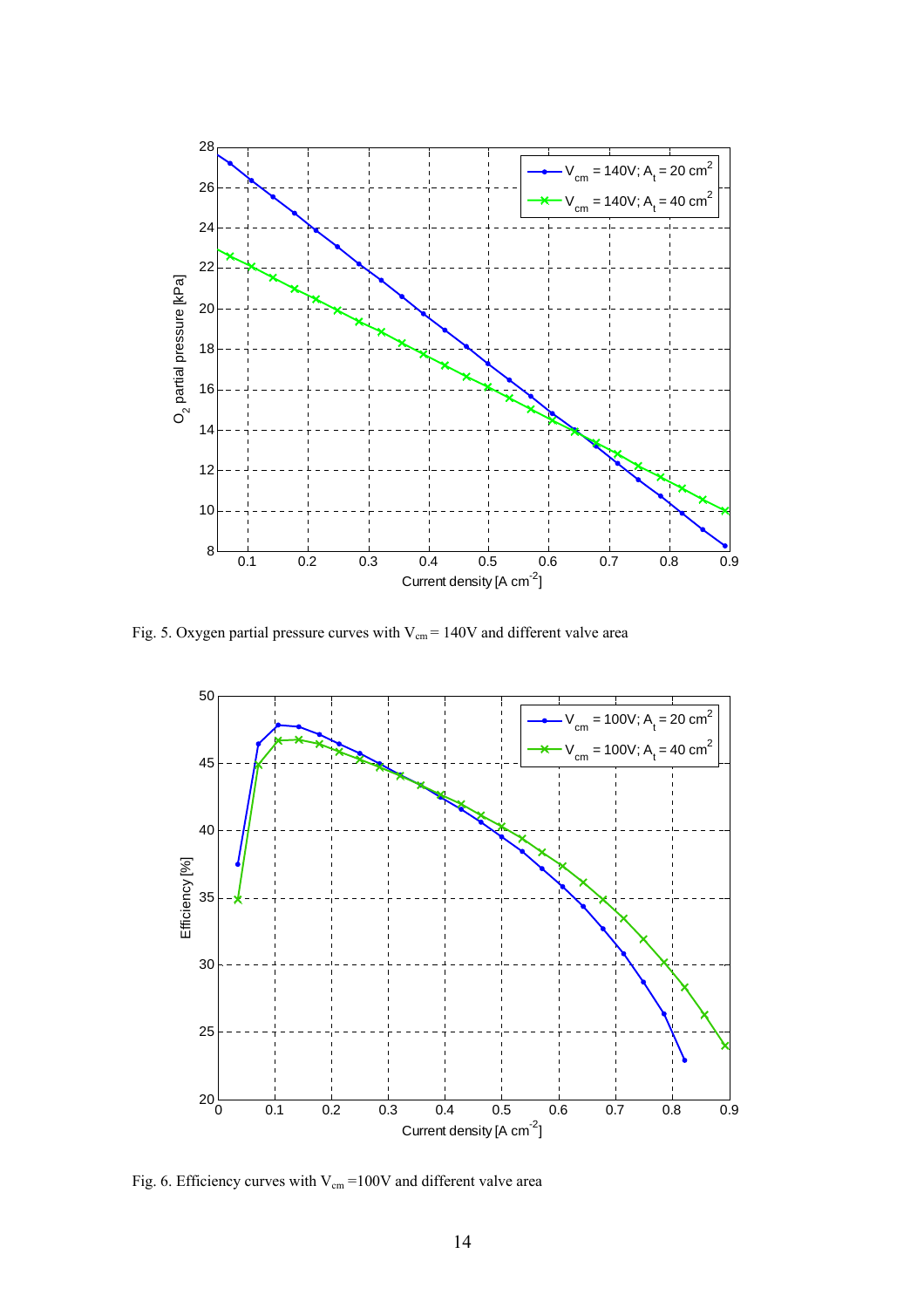Fig. 5. Oxygen partial pressure curves with $V_{cm} = 140V$ and different valve area

Fig. 6. Efficiency curves with $V_{cm} = 100V$ and different valve area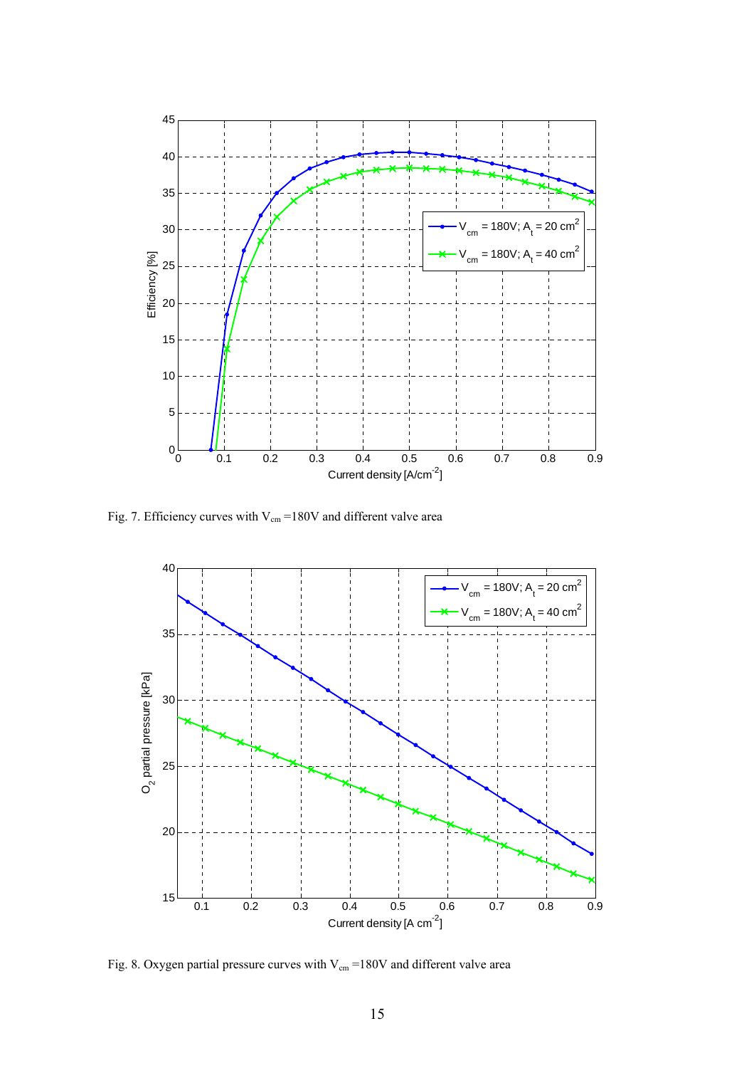Fig. 7. Efficiency curves with $V_{cm}$ =180V and different valve area

Fig. 8. Oxygen partial pressure curves with $V_{cm}$ =180V and different valve area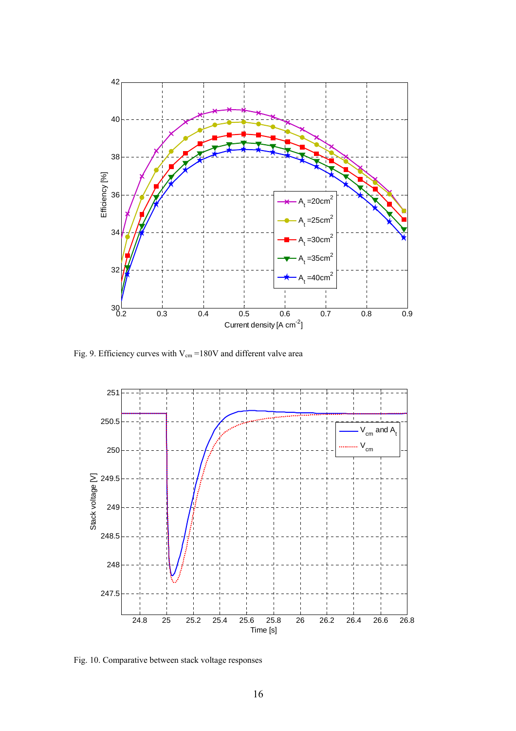Fig. 9. Efficiency curves with $V_{cm}$ =180V and different valve area

Fig. 10. Comparative between stack voltage responses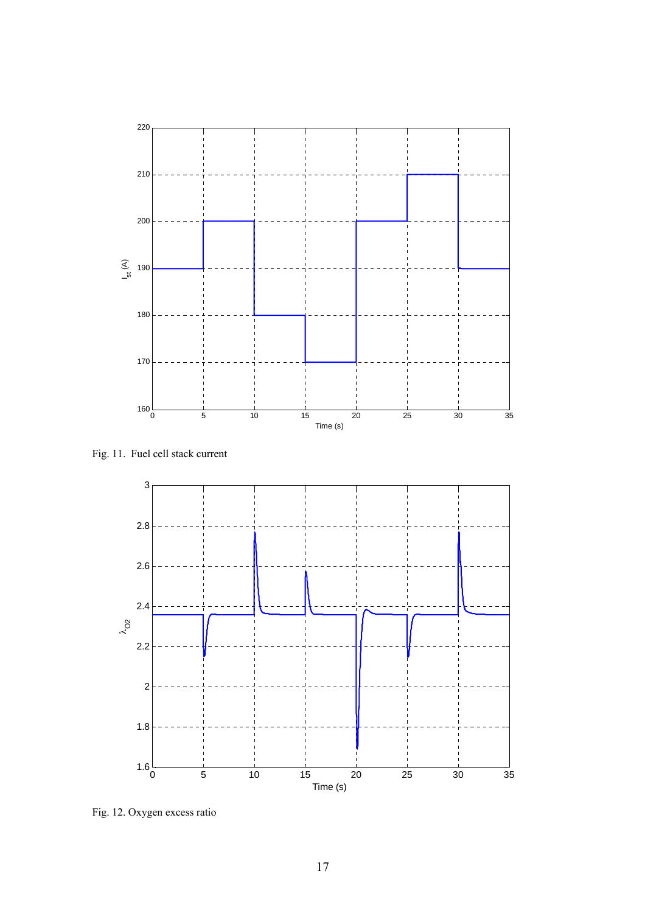Fig. 11. Fuel cell stack current

Fig. 12. Oxygen excess ratio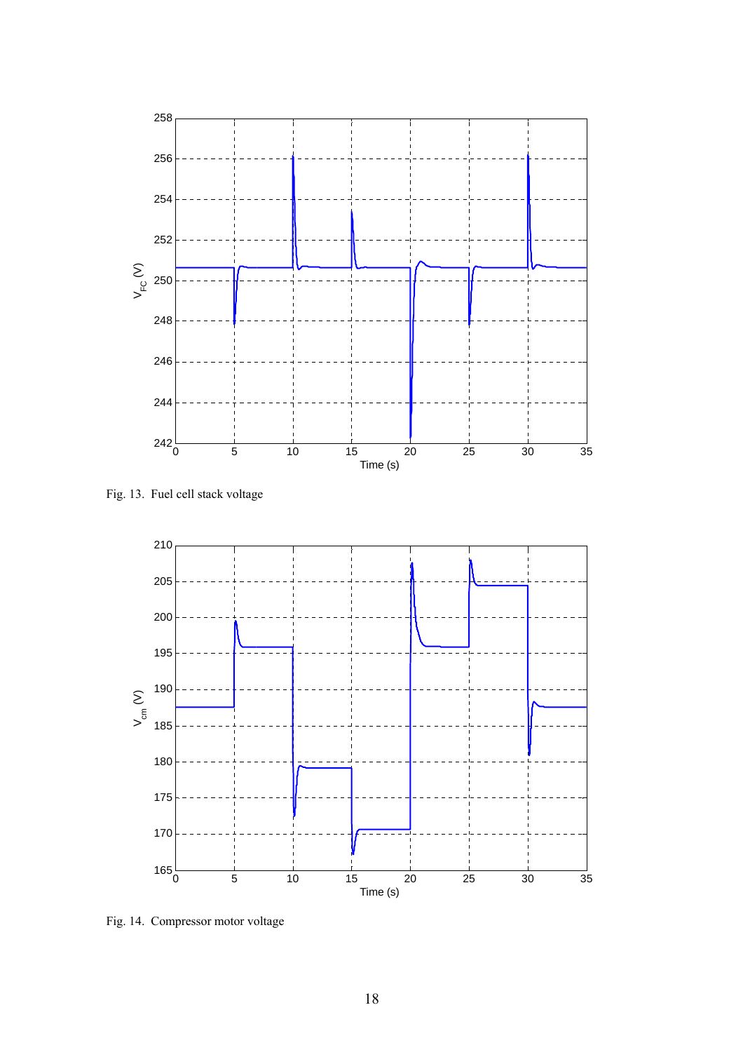Fig. 13. Fuel cell stack voltage

Fig. 14. Compressor motor voltage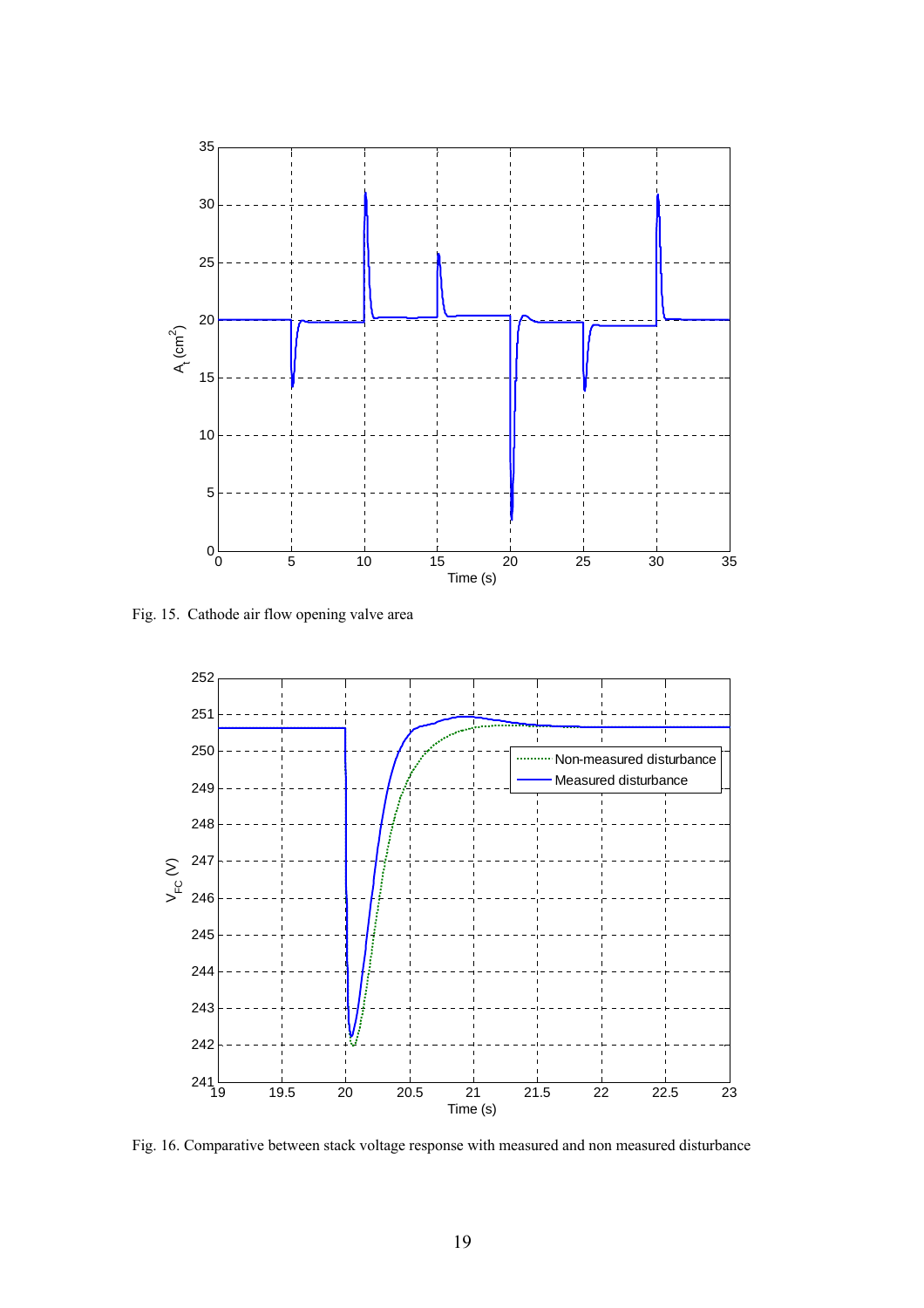Fig. 15. Cathode air flow opening valve area

Fig. 16. Comparative between stack voltage response with measured and non measured disturbance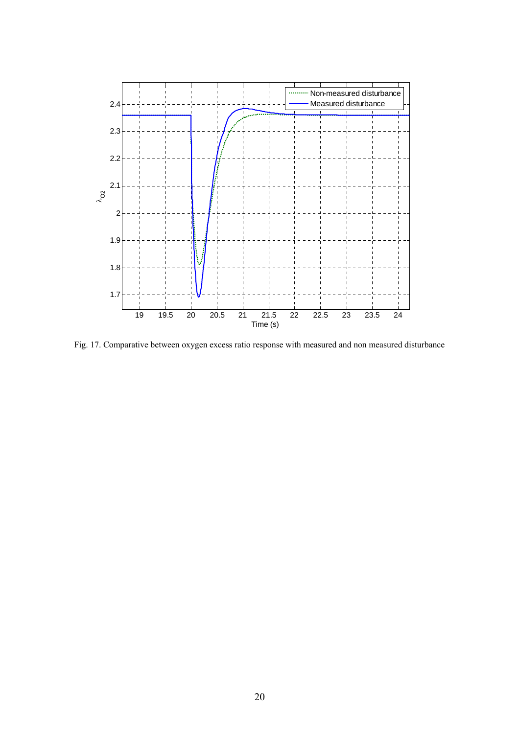Non-measured disturbance

Measured disturbance

2.4

2.3

2.2

2.1

2

1.9

1.8

1.7

$\lambda_{O2}$

19

19.5

20

20.5

21

21.5

22

22.5

23

23.5

24

Time (s)

Fig. 17. Comparative between oxygen excess ratio response with measured and non measured disturbance